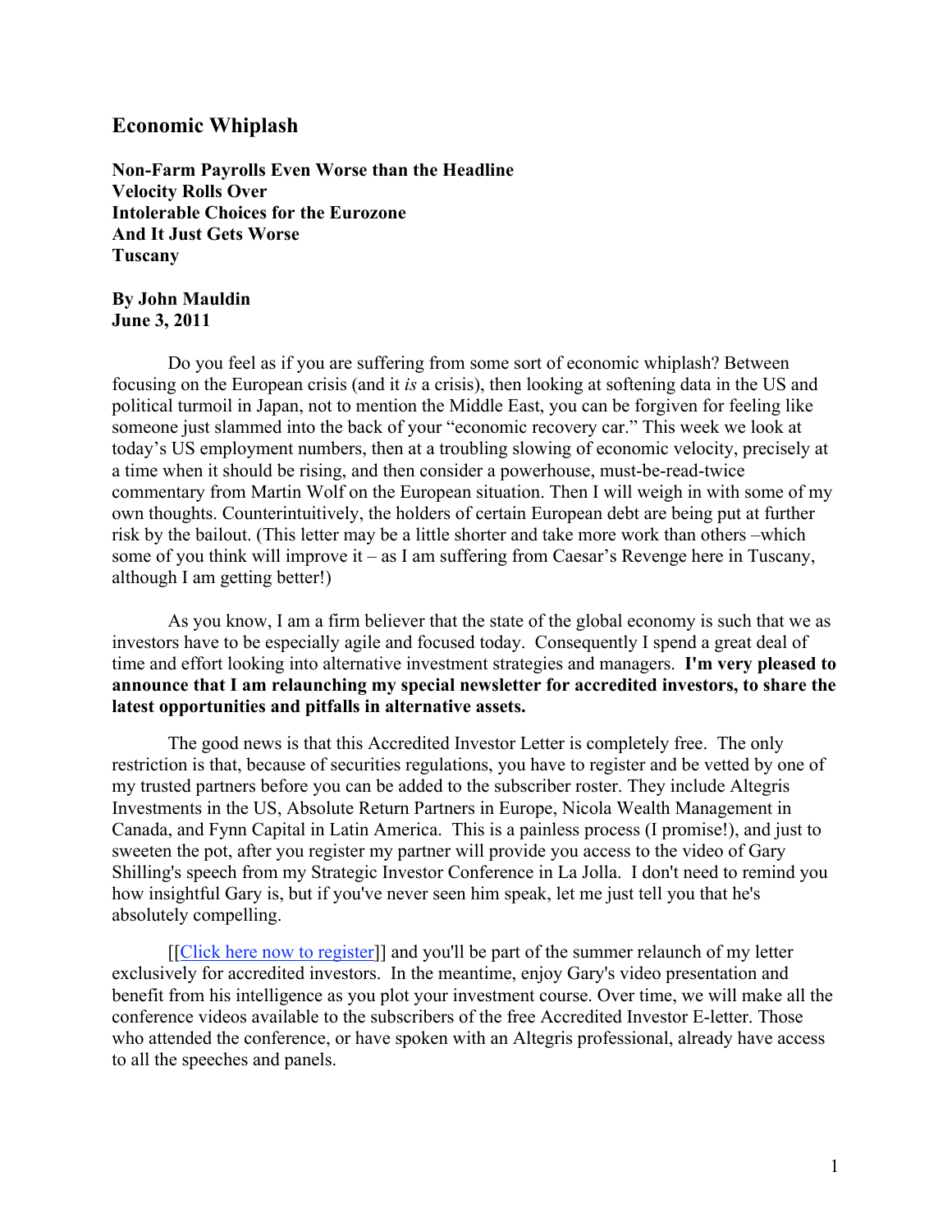# Economic Whiplash

**Non-Farm Payrolls Even Worse than the Headline**
**Velocity Rolls Over**
**Intolerable Choices for the Eurozone**
**And It Just Gets Worse**
**Tuscany**

**By John Mauldin**
**June 3, 2011**

Do you feel as if you are suffering from some sort of economic whiplash? Between focusing on the European crisis (and it *is* a crisis), then looking at softening data in the US and political turmoil in Japan, not to mention the Middle East, you can be forgiven for feeling like someone just slammed into the back of your "economic recovery car." This week we look at today's US employment numbers, then at a troubling slowing of economic velocity, precisely at a time when it should be rising, and then consider a powerhouse, must-be-read-twice commentary from Martin Wolf on the European situation. Then I will weigh in with some of my own thoughts. Counterintuitively, the holders of certain European debt are being put at further risk by the bailout. (This letter may be a little shorter and take more work than others –which some of you think will improve it – as I am suffering from Caesar's Revenge here in Tuscany, although I am getting better!)

As you know, I am a firm believer that the state of the global economy is such that we as investors have to be especially agile and focused today. Consequently I spend a great deal of time and effort looking into alternative investment strategies and managers. **I'm very pleased to announce that I am relaunching my special newsletter for accredited investors, to share the latest opportunities and pitfalls in alternative assets.**

The good news is that this Accredited Investor Letter is completely free. The only restriction is that, because of securities regulations, you have to register and be vetted by one of my trusted partners before you can be added to the subscriber roster. They include Altegris Investments in the US, Absolute Return Partners in Europe, Nicola Wealth Management in Canada, and Fynn Capital in Latin America. This is a painless process (I promise!), and just to sweeten the pot, after you register my partner will provide you access to the video of Gary Shilling's speech from my Strategic Investor Conference in La Jolla. I don't need to remind you how insightful Gary is, but if you've never seen him speak, let me just tell you that he's absolutely compelling.

[[Click here now to register]] and you'll be part of the summer relaunch of my letter exclusively for accredited investors. In the meantime, enjoy Gary's video presentation and benefit from his intelligence as you plot your investment course. Over time, we will make all the conference videos available to the subscribers of the free Accredited Investor E-letter. Those who attended the conference, or have spoken with an Altegris professional, already have access to all the speeches and panels.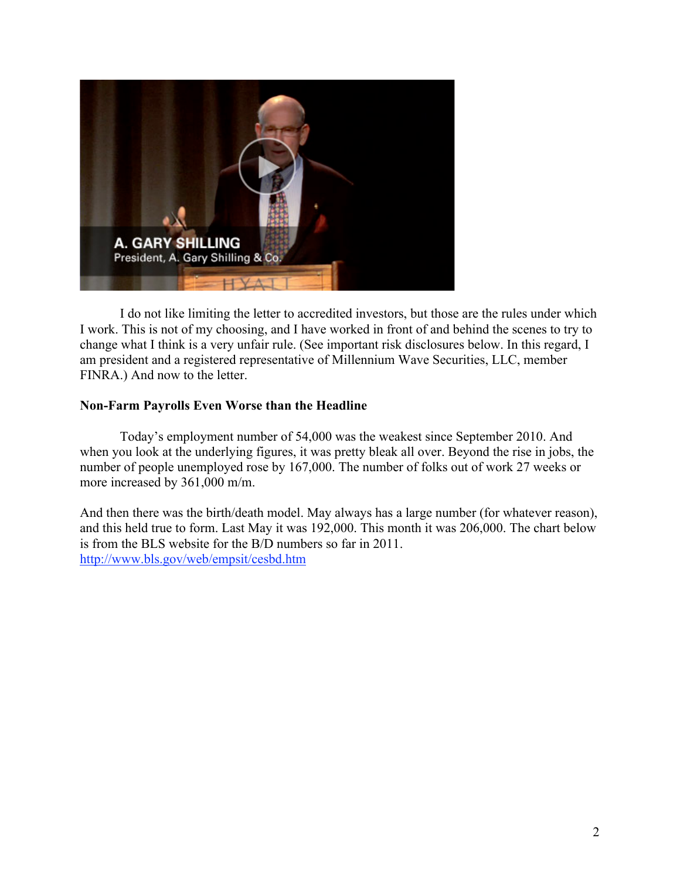I do not like limiting the letter to accredited investors, but those are the rules under which I work. This is not of my choosing, and I have worked in front of and behind the scenes to try to change what I think is a very unfair rule. (See important risk disclosures below. In this regard, I am president and a registered representative of Millennium Wave Securities, LLC, member FINRA.) And now to the letter.

**Non-Farm Payrolls Even Worse than the Headline**

Today's employment number of 54,000 was the weakest since September 2010. And when you look at the underlying figures, it was pretty bleak all over. Beyond the rise in jobs, the number of people unemployed rose by 167,000. The number of folks out of work 27 weeks or more increased by 361,000 m/m.

And then there was the birth/death model. May always has a large number (for whatever reason), and this held true to form. Last May it was 192,000. This month it was 206,000. The chart below is from the BLS website for the B/D numbers so far in 2011.
[http://www.bls.gov/web/empsit/cesbd.htm](http://www.bls.gov/web/empsit/cesbd.htm)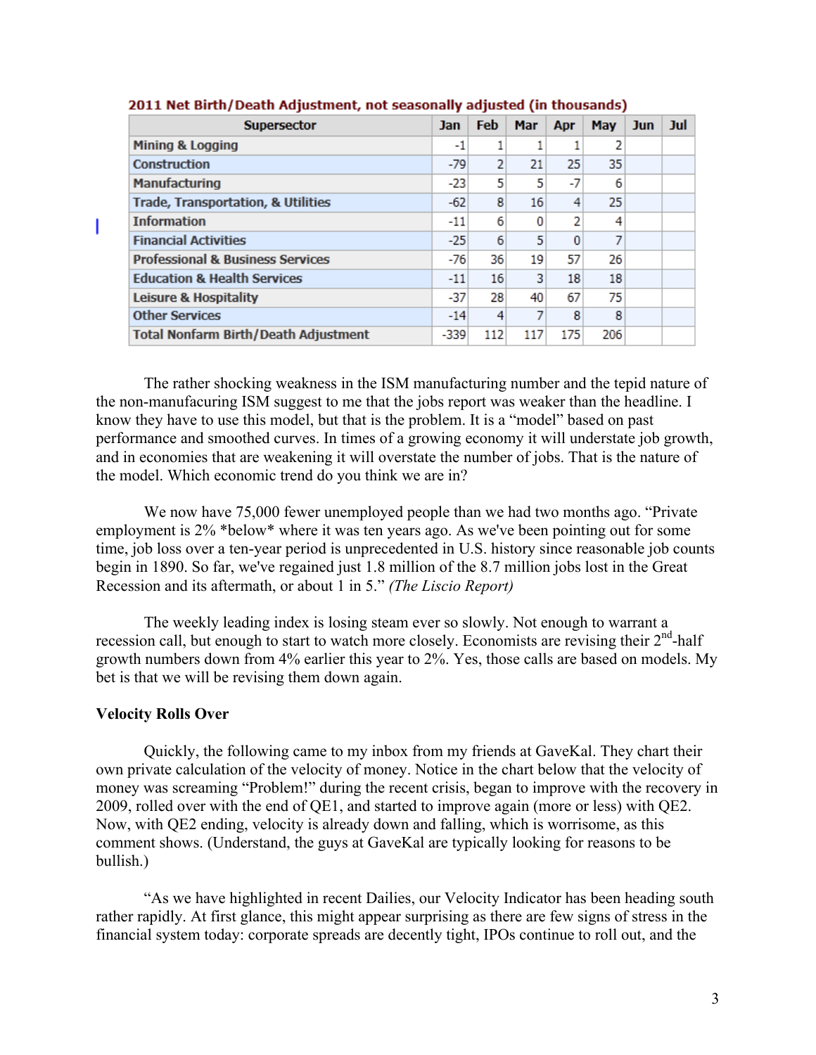**2011 Net Birth/Death Adjustment, not seasonally adjusted (in thousands)**

| Supersector | Jan | Feb | Mar | Apr | May | Jun | Jul |
|---|---|---|---|---|---|---|---|
| Mining & Logging | -1 | 1 | 1 | 1 | 2 | | |
| Construction | -79 | 2 | 21 | 25 | 35 | | |
| Manufacturing | -23 | 5 | 5 | -7 | 6 | | |
| Trade, Transportation, & Utilities | -62 | 8 | 16 | 4 | 25 | | |
| Information | -11 | 6 | 0 | 2 | 4 | | |
| Financial Activities | -25 | 6 | 5 | 0 | 7 | | |
| Professional & Business Services | -76 | 36 | 19 | 57 | 26 | | |
| Education & Health Services | -11 | 16 | 3 | 18 | 18 | | |
| Leisure & Hospitality | -37 | 28 | 40 | 67 | 75 | | |
| Other Services | -14 | 4 | 7 | 8 | 8 | | |
| Total Nonfarm Birth/Death Adjustment | -339 | 112 | 117 | 175 | 206 | | |

The rather shocking weakness in the ISM manufacturing number and the tepid nature of the non-manufacuring ISM suggest to me that the jobs report was weaker than the headline. I know they have to use this model, but that is the problem. It is a "model" based on past performance and smoothed curves. In times of a growing economy it will understate job growth, and in economies that are weakening it will overstate the number of jobs. That is the nature of the model. Which economic trend do you think we are in?

We now have 75,000 fewer unemployed people than we had two months ago. "Private employment is 2% *below* where it was ten years ago. As we've been pointing out for some time, job loss over a ten-year period is unprecedented in U.S. history since reasonable job counts begin in 1890. So far, we've regained just 1.8 million of the 8.7 million jobs lost in the Great Recession and its aftermath, or about 1 in 5." *(The Liscio Report)*

The weekly leading index is losing steam ever so slowly. Not enough to warrant a recession call, but enough to start to watch more closely. Economists are revising their 2nd-half growth numbers down from 4% earlier this year to 2%. Yes, those calls are based on models. My bet is that we will be revising them down again.

**Velocity Rolls Over**

Quickly, the following came to my inbox from my friends at GaveKal. They chart their own private calculation of the velocity of money. Notice in the chart below that the velocity of money was screaming "Problem!" during the recent crisis, began to improve with the recovery in 2009, rolled over with the end of QE1, and started to improve again (more or less) with QE2. Now, with QE2 ending, velocity is already down and falling, which is worrisome, as this comment shows. (Understand, the guys at GaveKal are typically looking for reasons to be bullish.)

"As we have highlighted in recent Dailies, our Velocity Indicator has been heading south rather rapidly. At first glance, this might appear surprising as there are few signs of stress in the financial system today: corporate spreads are decently tight, IPOs continue to roll out, and the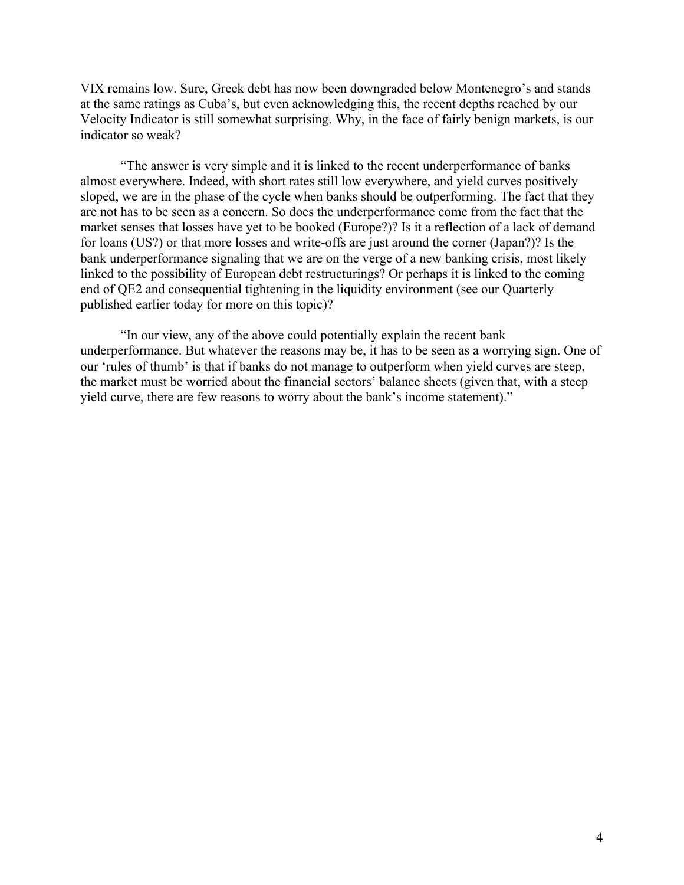VIX remains low. Sure, Greek debt has now been downgraded below Montenegro's and stands at the same ratings as Cuba's, but even acknowledging this, the recent depths reached by our Velocity Indicator is still somewhat surprising. Why, in the face of fairly benign markets, is our indicator so weak?

"The answer is very simple and it is linked to the recent underperformance of banks almost everywhere. Indeed, with short rates still low everywhere, and yield curves positively sloped, we are in the phase of the cycle when banks should be outperforming. The fact that they are not has to be seen as a concern. So does the underperformance come from the fact that the market senses that losses have yet to be booked (Europe?)? Is it a reflection of a lack of demand for loans (US?) or that more losses and write-offs are just around the corner (Japan?)? Is the bank underperformance signaling that we are on the verge of a new banking crisis, most likely linked to the possibility of European debt restructurings? Or perhaps it is linked to the coming end of QE2 and consequential tightening in the liquidity environment (see our Quarterly published earlier today for more on this topic)?

"In our view, any of the above could potentially explain the recent bank underperformance. But whatever the reasons may be, it has to be seen as a worrying sign. One of our 'rules of thumb' is that if banks do not manage to outperform when yield curves are steep, the market must be worried about the financial sectors' balance sheets (given that, with a steep yield curve, there are few reasons to worry about the bank's income statement)."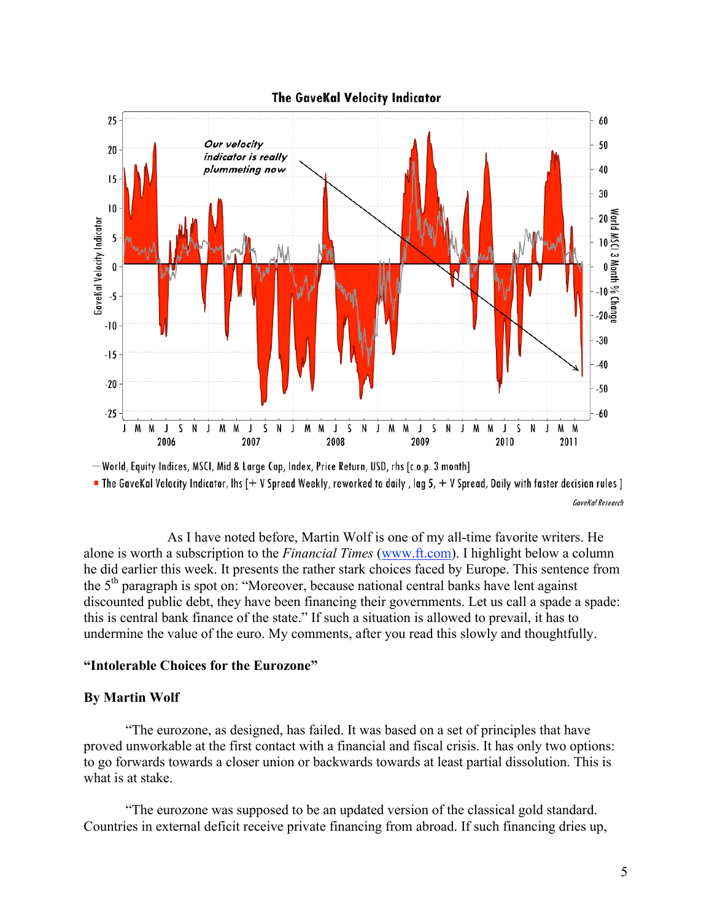**The GaveKal Velocity Indicator**

*Our velocity indicator is really plummeting now*

— World, Equity Indices, MSCI, Mid & Large Cap, Index, Price Return, USD, rhs [c.o.p. 3 month]

■ The GaveKal Velocity Indicator, lhs [+ V Spread Weekly, reworked to daily , lag 5, + V Spread, Daily with faster decision rules ]

*GaveKal Research*

As I have noted before, Martin Wolf is one of my all-time favorite writers. He alone is worth a subscription to the *Financial Times* (www.ft.com). I highlight below a column he did earlier this week. It presents the rather stark choices faced by Europe. This sentence from the 5th paragraph is spot on: "Moreover, because national central banks have lent against discounted public debt, they have been financing their governments. Let us call a spade a spade: this is central bank finance of the state." If such a situation is allowed to prevail, it has to undermine the value of the euro. My comments, after you read this slowly and thoughtfully.

**"Intolerable Choices for the Eurozone"**

**By Martin Wolf**

"The eurozone, as designed, has failed. It was based on a set of principles that have proved unworkable at the first contact with a financial and fiscal crisis. It has only two options: to go forwards towards a closer union or backwards towards at least partial dissolution. This is what is at stake.

"The eurozone was supposed to be an updated version of the classical gold standard. Countries in external deficit receive private financing from abroad. If such financing dries up,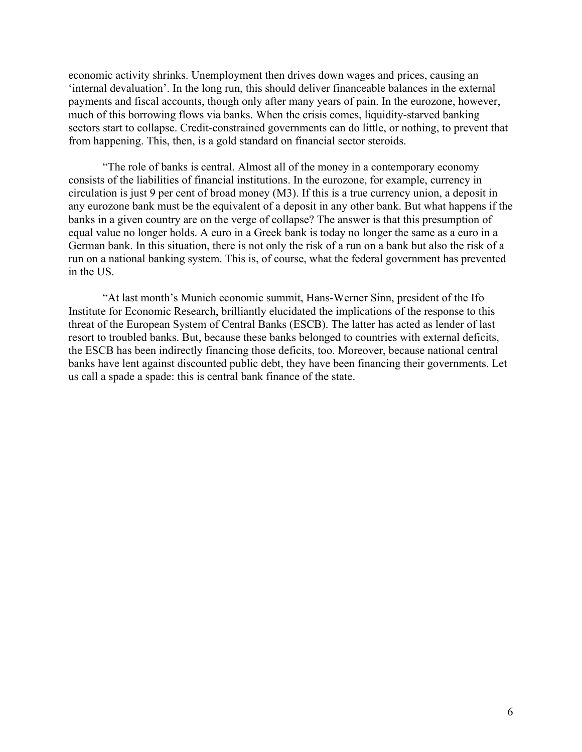economic activity shrinks. Unemployment then drives down wages and prices, causing an 'internal devaluation'. In the long run, this should deliver financeable balances in the external payments and fiscal accounts, though only after many years of pain. In the eurozone, however, much of this borrowing flows via banks. When the crisis comes, liquidity-starved banking sectors start to collapse. Credit-constrained governments can do little, or nothing, to prevent that from happening. This, then, is a gold standard on financial sector steroids.

"The role of banks is central. Almost all of the money in a contemporary economy consists of the liabilities of financial institutions. In the eurozone, for example, currency in circulation is just 9 per cent of broad money (M3). If this is a true currency union, a deposit in any eurozone bank must be the equivalent of a deposit in any other bank. But what happens if the banks in a given country are on the verge of collapse? The answer is that this presumption of equal value no longer holds. A euro in a Greek bank is today no longer the same as a euro in a German bank. In this situation, there is not only the risk of a run on a bank but also the risk of a run on a national banking system. This is, of course, what the federal government has prevented in the US.

"At last month's Munich economic summit, Hans-Werner Sinn, president of the Ifo Institute for Economic Research, brilliantly elucidated the implications of the response to this threat of the European System of Central Banks (ESCB). The latter has acted as lender of last resort to troubled banks. But, because these banks belonged to countries with external deficits, the ESCB has been indirectly financing those deficits, too. Moreover, because national central banks have lent against discounted public debt, they have been financing their governments. Let us call a spade a spade: this is central bank finance of the state.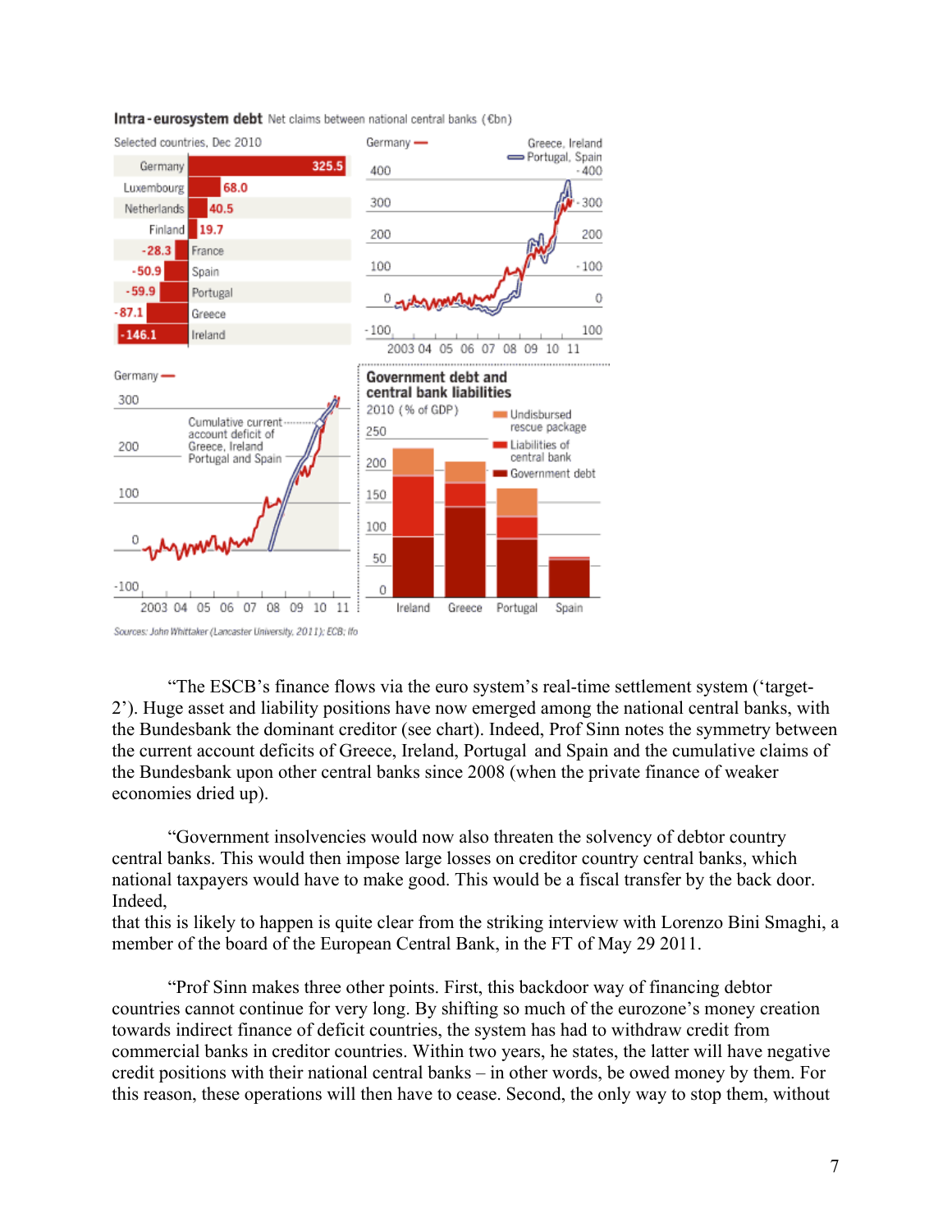**Intra-eurosystem debt** Net claims between national central banks (€bn)

Selected countries, Dec 2010

| Country | €bn |
| --- | --- |
| Germany | 325.5 |
| Luxembourg | 68.0 |
| Netherlands | 40.5 |
| Finland | 19.7 |
| France | -28.3 |
| Spain | -50.9 |
| Portugal | -59.9 |
| Greece | -87.1 |
| Ireland | -146.1 |

**Government debt and central bank liabilities**

2010 (% of GDP)

Sources: John Whittaker (Lancaster University, 2011); ECB; Ifo

"The ESCB's finance flows via the euro system's real-time settlement system ('target-2'). Huge asset and liability positions have now emerged among the national central banks, with the Bundesbank the dominant creditor (see chart). Indeed, Prof Sinn notes the symmetry between the current account deficits of Greece, Ireland, Portugal and Spain and the cumulative claims of the Bundesbank upon other central banks since 2008 (when the private finance of weaker economies dried up).

"Government insolvencies would now also threaten the solvency of debtor country central banks. This would then impose large losses on creditor country central banks, which national taxpayers would have to make good. This would be a fiscal transfer by the back door. Indeed, that this is likely to happen is quite clear from the striking interview with Lorenzo Bini Smaghi, a member of the board of the European Central Bank, in the FT of May 29 2011.

"Prof Sinn makes three other points. First, this backdoor way of financing debtor countries cannot continue for very long. By shifting so much of the eurozone's money creation towards indirect finance of deficit countries, the system has had to withdraw credit from commercial banks in creditor countries. Within two years, he states, the latter will have negative credit positions with their national central banks – in other words, be owed money by them. For this reason, these operations will then have to cease. Second, the only way to stop them, without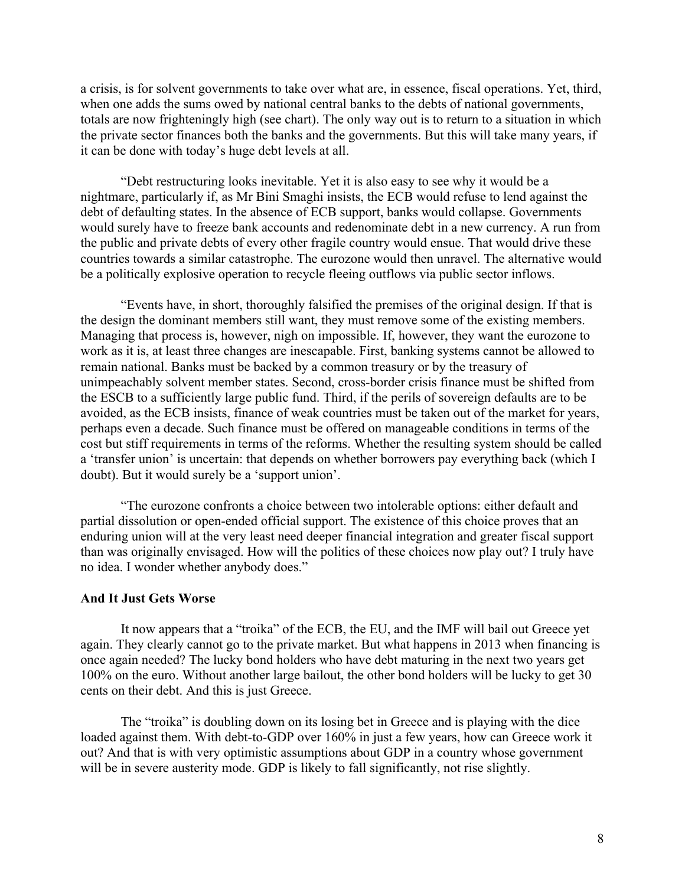a crisis, is for solvent governments to take over what are, in essence, fiscal operations. Yet, third, when one adds the sums owed by national central banks to the debts of national governments, totals are now frighteningly high (see chart). The only way out is to return to a situation in which the private sector finances both the banks and the governments. But this will take many years, if it can be done with today's huge debt levels at all.

"Debt restructuring looks inevitable. Yet it is also easy to see why it would be a nightmare, particularly if, as Mr Bini Smaghi insists, the ECB would refuse to lend against the debt of defaulting states. In the absence of ECB support, banks would collapse. Governments would surely have to freeze bank accounts and redenominate debt in a new currency. A run from the public and private debts of every other fragile country would ensue. That would drive these countries towards a similar catastrophe. The eurozone would then unravel. The alternative would be a politically explosive operation to recycle fleeing outflows via public sector inflows.

"Events have, in short, thoroughly falsified the premises of the original design. If that is the design the dominant members still want, they must remove some of the existing members. Managing that process is, however, nigh on impossible. If, however, they want the eurozone to work as it is, at least three changes are inescapable. First, banking systems cannot be allowed to remain national. Banks must be backed by a common treasury or by the treasury of unimpeachably solvent member states. Second, cross-border crisis finance must be shifted from the ESCB to a sufficiently large public fund. Third, if the perils of sovereign defaults are to be avoided, as the ECB insists, finance of weak countries must be taken out of the market for years, perhaps even a decade. Such finance must be offered on manageable conditions in terms of the cost but stiff requirements in terms of the reforms. Whether the resulting system should be called a 'transfer union' is uncertain: that depends on whether borrowers pay everything back (which I doubt). But it would surely be a 'support union'.

"The eurozone confronts a choice between two intolerable options: either default and partial dissolution or open-ended official support. The existence of this choice proves that an enduring union will at the very least need deeper financial integration and greater fiscal support than was originally envisaged. How will the politics of these choices now play out? I truly have no idea. I wonder whether anybody does."

**And It Just Gets Worse**

It now appears that a "troika" of the ECB, the EU, and the IMF will bail out Greece yet again. They clearly cannot go to the private market. But what happens in 2013 when financing is once again needed? The lucky bond holders who have debt maturing in the next two years get 100% on the euro. Without another large bailout, the other bond holders will be lucky to get 30 cents on their debt. And this is just Greece.

The "troika" is doubling down on its losing bet in Greece and is playing with the dice loaded against them. With debt-to-GDP over 160% in just a few years, how can Greece work it out? And that is with very optimistic assumptions about GDP in a country whose government will be in severe austerity mode. GDP is likely to fall significantly, not rise slightly.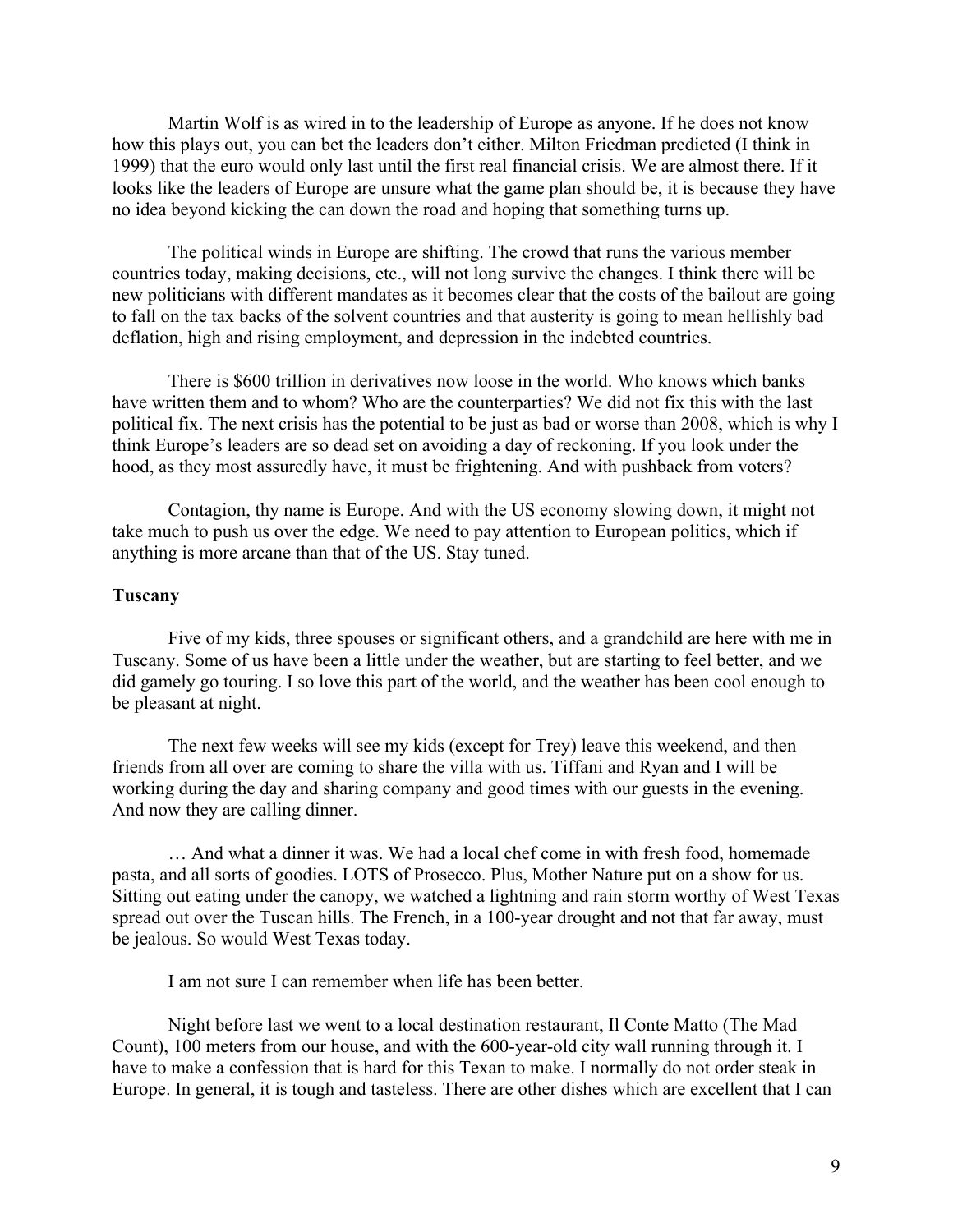Martin Wolf is as wired in to the leadership of Europe as anyone. If he does not know how this plays out, you can bet the leaders don't either. Milton Friedman predicted (I think in 1999) that the euro would only last until the first real financial crisis. We are almost there. If it looks like the leaders of Europe are unsure what the game plan should be, it is because they have no idea beyond kicking the can down the road and hoping that something turns up.

The political winds in Europe are shifting. The crowd that runs the various member countries today, making decisions, etc., will not long survive the changes. I think there will be new politicians with different mandates as it becomes clear that the costs of the bailout are going to fall on the tax backs of the solvent countries and that austerity is going to mean hellishly bad deflation, high and rising employment, and depression in the indebted countries.

There is $600 trillion in derivatives now loose in the world. Who knows which banks have written them and to whom? Who are the counterparties? We did not fix this with the last political fix. The next crisis has the potential to be just as bad or worse than 2008, which is why I think Europe's leaders are so dead set on avoiding a day of reckoning. If you look under the hood, as they most assuredly have, it must be frightening. And with pushback from voters?

Contagion, thy name is Europe. And with the US economy slowing down, it might not take much to push us over the edge. We need to pay attention to European politics, which if anything is more arcane than that of the US. Stay tuned.

**Tuscany**

Five of my kids, three spouses or significant others, and a grandchild are here with me in Tuscany. Some of us have been a little under the weather, but are starting to feel better, and we did gamely go touring. I so love this part of the world, and the weather has been cool enough to be pleasant at night.

The next few weeks will see my kids (except for Trey) leave this weekend, and then friends from all over are coming to share the villa with us. Tiffani and Ryan and I will be working during the day and sharing company and good times with our guests in the evening. And now they are calling dinner.

… And what a dinner it was. We had a local chef come in with fresh food, homemade pasta, and all sorts of goodies. LOTS of Prosecco. Plus, Mother Nature put on a show for us. Sitting out eating under the canopy, we watched a lightning and rain storm worthy of West Texas spread out over the Tuscan hills. The French, in a 100-year drought and not that far away, must be jealous. So would West Texas today.

I am not sure I can remember when life has been better.

Night before last we went to a local destination restaurant, Il Conte Matto (The Mad Count), 100 meters from our house, and with the 600-year-old city wall running through it. I have to make a confession that is hard for this Texan to make. I normally do not order steak in Europe. In general, it is tough and tasteless. There are other dishes which are excellent that I can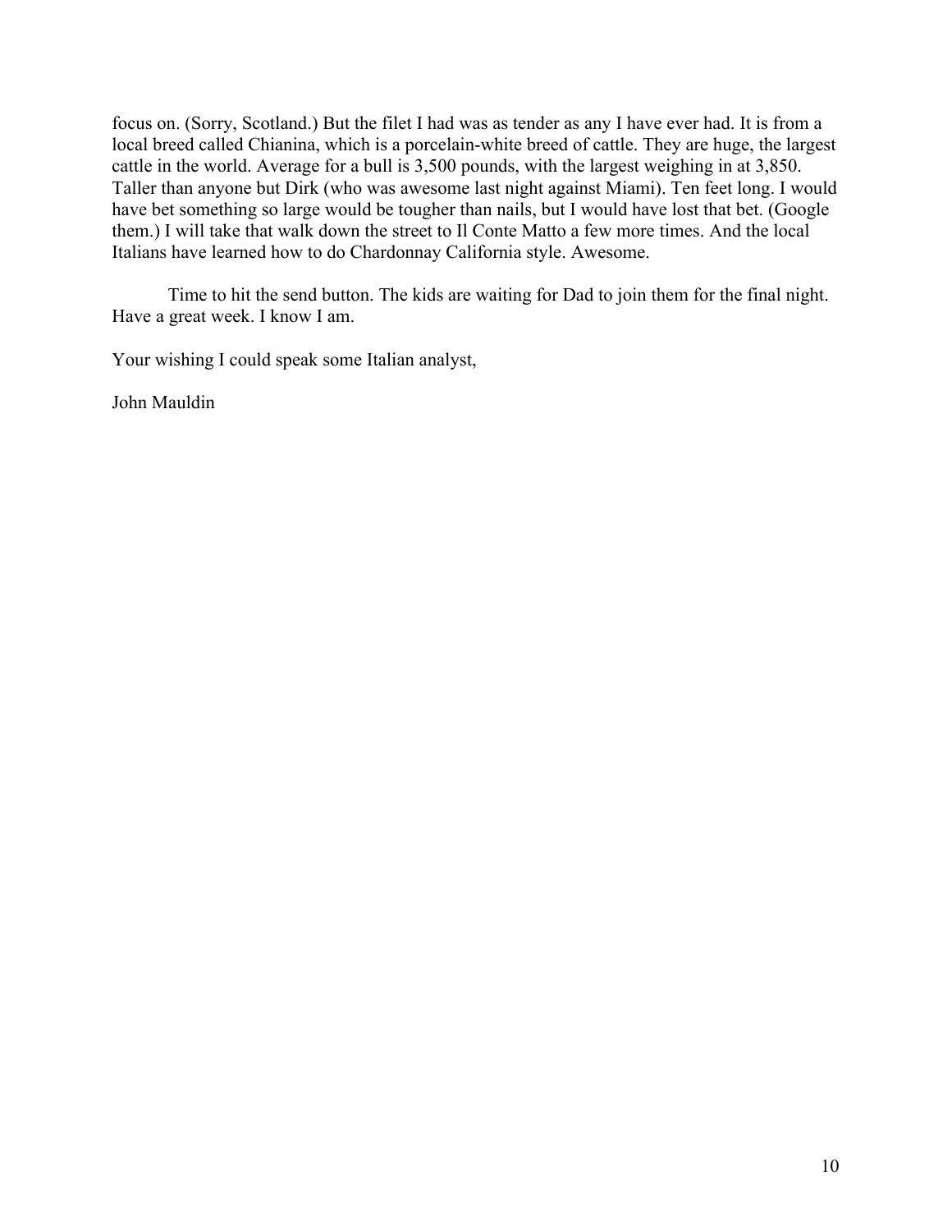focus on. (Sorry, Scotland.) But the filet I had was as tender as any I have ever had. It is from a local breed called Chianina, which is a porcelain-white breed of cattle. They are huge, the largest cattle in the world. Average for a bull is 3,500 pounds, with the largest weighing in at 3,850. Taller than anyone but Dirk (who was awesome last night against Miami). Ten feet long. I would have bet something so large would be tougher than nails, but I would have lost that bet. (Google them.) I will take that walk down the street to Il Conte Matto a few more times. And the local Italians have learned how to do Chardonnay California style. Awesome.

Time to hit the send button. The kids are waiting for Dad to join them for the final night. Have a great week. I know I am.

Your wishing I could speak some Italian analyst,

John Mauldin